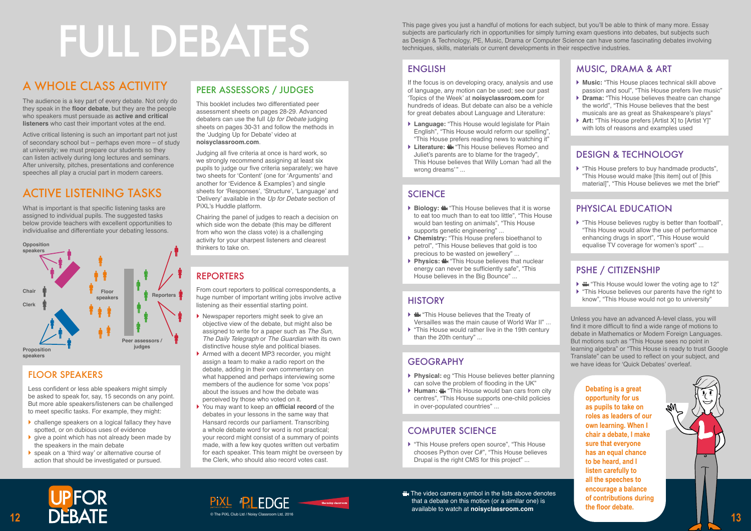# FULL DEBATES

## A WHOLE CLASS ACTIVITY

The audience is a key part of every debate. Not only do they speak in the **floor debate**, but they are the people who speakers must persuade as **active and critical listeners** who cast their important votes at the end.

Active critical listening is such an important part not just of secondary school but – perhaps even more – of study at university; we must prepare our students so they can listen actively during long lectures and seminars. After university, pitches, presentations and conference speeches all play a crucial part in modern careers.

## ACTIVE LISTENING TASKS

What is important is that specific listening tasks are assigned to individual pupils. The suggested tasks below provide teachers with excellent opportunities to individualise and differentiate your debating lessons.

Opposition speakers

Chair

Clerk

Floor speakers

Reporters

Peer assessors / judges

Proposition speakers

## FLOOR SPEAKERS

Less confident or less able speakers might simply be asked to speak for, say, 15 seconds on any point. But more able speakers/listeners can be challenged to meet specific tasks. For example, they might:

- challenge speakers on a logical fallacy they have spotted, or on dubious uses of evidence
- give a point which has not already been made by the speakers in the main debate
- speak on a 'third way' or alternative course of action that should be investigated or pursued.

## PEER ASSESSORS / JUDGES

This booklet includes two differentiated peer assessment sheets on pages 28-29. Advanced debaters can use the full *Up for Debate* judging sheets on pages 30-31 and follow the methods in the 'Judging Up for Debate' video at **noisyclassroom.com**.

Judging all five criteria at once is hard work, so we strongly recommend assigning at least six pupils to judge our five criteria separately; we have two sheets for 'Content' (one for 'Arguments' and another for 'Evidence & Examples') and single sheets for 'Responses', 'Structure', 'Language' and 'Delivery' available in the *Up for Debate* section of PiXL's Huddle platform.

Chairing the panel of judges to reach a decision on which side won the debate (this may be different from who won the class vote) is a challenging activity for your sharpest listeners and clearest thinkers to take on.

## REPORTERS

From court reporters to political correspondents, a huge number of important writing jobs involve active listening as their essential starting point.

- Newspaper reporters might seek to give an objective view of the debate, but might also be assigned to write for a paper such as *The Sun*, *The Daily Telegraph* or *The Guardian* with its own distinctive house style and political biases.
- Armed with a decent MP3 recorder, you might assign a team to make a radio report on the debate, adding in their own commentary on what happened and perhaps interviewing some members of the audience for some 'vox pops' about the issues and how the debate was perceived by those who voted on it.
- You may want to keep an **official record** of the debates in your lessons in the same way that Hansard records our parliament. Transcribing a whole debate word for word is not practical; your record might consist of a summary of points made, with a few key quotes written out verbatim for each speaker. This team might be overseen by the Clerk, who should also record votes cast.

This page gives you just a handful of motions for each subject, but you'll be able to think of many more. Essay subjects are particularly rich in opportunities for simply turning exam questions into debates, but subjects such as Design & Technology, PE, Music, Drama or Computer Science can have some fascinating debates involving techniques, skills, materials or current developments in their respective industries.

## ENGLISH

If the focus is on developing oracy, analysis and use of language, any motion can be used; see our past 'Topics of the Week' at **noisyclassroom.com** for hundreds of ideas. But debate can also be a vehicle for great debates about Language and Literature:

- **Language:** "This House would legislate for Plain English", "This House would reform our spelling", "This House prefers reading news to watching it"
- **Literature:** 🎥 "This House believes Romeo and Juliet's parents are to blame for the tragedy", This House believes that Willy Loman 'had all the wrong dreams'" ...

## SCIENCE

- **Biology:** 🎥 "This House believes that it is worse to eat too much than to eat too little", "This House would ban testing on animals", "This House supports genetic engineering" ...
- **Chemistry:** "This House prefers bioethanol to petrol", "This House believes that gold is too precious to be wasted on jewellery" ...
- **Physics:** 🎥 "This House believes that nuclear energy can never be sufficiently safe", "This House believes in the Big Bounce" ...

## HISTORY

- 🎥 "This House believes that the Treaty of Versailles was the main cause of World War II" ...
- "This House would rather live in the 19th century than the 20th century" ...

## GEOGRAPHY

- **Physical:** eg "This House believes better planning can solve the problem of flooding in the UK"
- **Human:** 🎥 "This House would ban cars from city centres", "This House supports one-child policies in over-populated countries" ...

## COMPUTER SCIENCE

- "This House prefers open source", "This House chooses Python over C#", "This House believes Drupal is the right CMS for this project" ...

🎥 The video camera symbol in the lists above denotes that a debate on this motion (or a similar one) is available to watch at **noisyclassroom.com**

## MUSIC, DRAMA & ART

- **Music:** "This House places technical skill above passion and soul", "This House prefers live music"
- **Drama:** "This House believes that theatre can change the world", "This House believes that the best musicals are as great as Shakespeare's plays"
- **Art:** "This House prefers [Artist X] to [Artist Y]" with lots of reasons and examples used

## DESIGN & TECHNOLOGY

- "This House prefers to buy handmade products", "This House would make [this item] out of [this material]", "This House believes we met the brief"

## PHYSICAL EDUCATION

- "This House believes rugby is better than football", "This House would allow the use of performance enhancing drugs in sport", "This House would equalise TV coverage for women's sport" ...

## PSHE / CITIZENSHIP

- 🎥 "This House would lower the voting age to 12"
- "This House believes our parents have the right to know", "This House would not go to university"

Unless you have an advanced A-level class, you will find it more difficult to find a wide range of motions to debate in Mathematics or Modern Foreign Languages. But motions such as "This House sees no point in learning algebra" or "This House is ready to trust Google Translate" can be used to reflect on your subject, and we have ideas for 'Quick Debates' overleaf.

**Debating is a great opportunity for us as pupils to take on roles as leaders of our own learning. When I chair a debate, I make sure that everyone has an equal chance to be heard, and I listen carefully to all the speeches to encourage a balance of contributions during the floor debate.**

UP FOR DEBATE

PiXL The PiXL PLEDGE the noisy classroom

© The PiXL Club Ltd / Noisy Classroom Ltd, 2016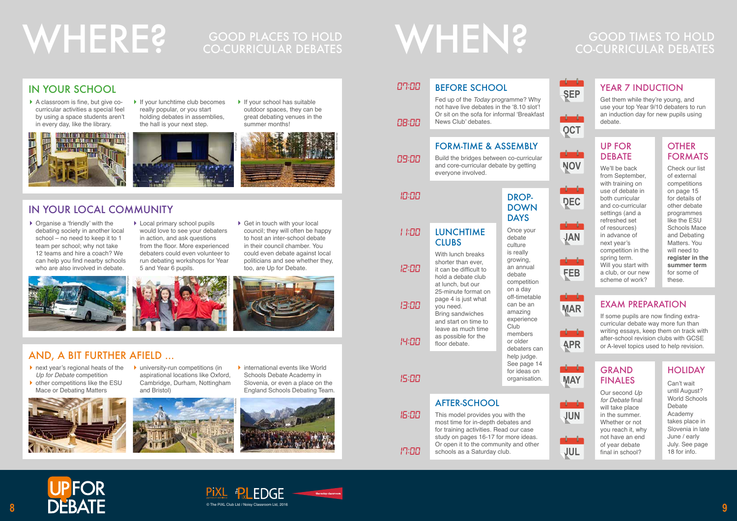# WHERE?

## GOOD PLACES TO HOLD CO-CURRICULAR DEBATES

### IN YOUR SCHOOL

- A classroom is fine, but give co-curricular activities a special feel by using a space students aren't in every day, like the library.
- If your lunchtime club becomes really popular, or you start holding debates in assemblies, the hall is your next step.
- If your school has suitable outdoor spaces, they can be great debating venues in the summer months!

### IN YOUR LOCAL COMMUNITY

- Organise a 'friendly' with the debating society in another local school – no need to keep it to 1 team per school; why not take 12 teams and hire a coach? We can help you find nearby schools who are also involved in debate.
- Local primary school pupils would love to see your debaters in action, and ask questions from the floor. More experienced debaters could even volunteer to run debating workshops for Year 5 and Year 6 pupils.
- Get in touch with your local council; they will often be happy to host an inter-school debate in their council chamber. You could even debate against local politicians and see whether they, too, are Up for Debate.

### AND, A BIT FURTHER AFIELD ...

- next year's regional heats of the *Up for Debate* competition
- other competitions like the ESU Mace or Debating Matters
- university-run competitions (in aspirational locations like Oxford, Cambridge, Durham, Nottingham and Bristol)
- international events like World Schools Debate Academy in Slovenia, or even a place on the England Schools Debating Team.

# WHEN?

## GOOD TIMES TO HOLD CO-CURRICULAR DEBATES

### BEFORE SCHOOL (07:00 – 08:00)

Fed up of the *Today* programme? Why not have live debates in the '8.10 slot'! Or sit on the sofa for informal 'Breakfast News Club' debates.

### FORM-TIME & ASSEMBLY (09:00)

Build the bridges between co-curricular and core-curricular debate by getting everyone involved.

### LUNCHTIME CLUBS (11:00 – 14:00)

With lunch breaks shorter than ever, it can be difficult to hold a debate club at lunch, but our 25-minute format on page 4 is just what you need.
Bring sandwiches and start on time to leave as much time as possible for the floor debate.

### DROP-DOWN DAYS

Once your debate culture is really growing, an annual debate competition on a day off-timetable can be an amazing experience Club members or older debaters can help judge. See page 14 for ideas on organisation.

### AFTER-SCHOOL (15:00 – 17:00)

This model provides you with the most time for in-depth debates and for training activities. Read our case study on pages 16-17 for more ideas. Or open it to the community and other schools as a Saturday club.

### YEAR 7 INDUCTION (SEP)

Get them while they're young, and use your top Year 9/10 debaters to run an induction day for new pupils using debate.

### UP FOR DEBATE

We'll be back from September, with training on use of debate in both curricular and co-curricular settings (and a refreshed set of resources) in advance of next year's competition in the spring term. Will you start with a club, or our new scheme of work?

### OTHER FORMATS

Check our list of external competitions on page 15 for details of other debate programmes like the ESU Schools Mace and Debating Matters. You will need to **register in the summer term** for some of these.

### EXAM PREPARATION

If some pupils are now finding extra-curricular debate way more fun than writing essays, keep them on track with after-school revision clubs with GCSE or A-level topics used to help revision.

### GRAND FINALES

Our second *Up for Debate* final will take place in the summer. Whether or not you reach it, why not have an end of year debate final in school?

### HOLIDAY (JUL)

Can't wait until August? World Schools Debate Academy takes place in Slovenia in late June / early July. See page 18 for info.

© The PiXL Club Ltd / Noisy Classroom Ltd, 2016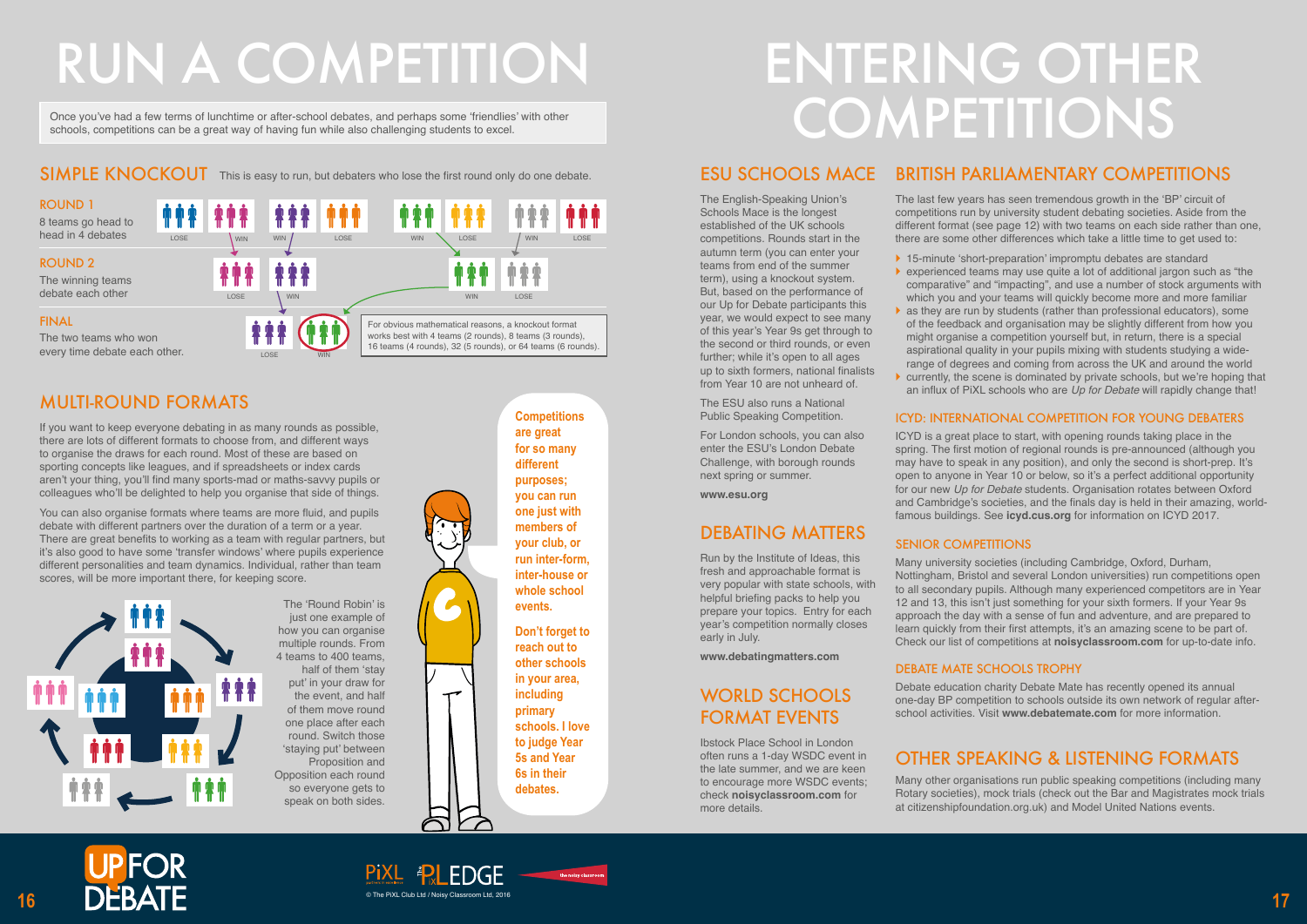# RUN A COMPETITION

Once you've had a few terms of lunchtime or after-school debates, and perhaps some 'friendlies' with other schools, competitions can be a great way of having fun while also challenging students to excel.

## SIMPLE KNOCKOUT

This is easy to run, but debaters who lose the first round only do one debate.

**ROUND 1**
8 teams go head to head in 4 debates

LOSE WIN WIN LOSE WIN LOSE WIN LOSE

**ROUND 2**
The winning teams debate each other

LOSE WIN WIN LOSE

**FINAL**
The two teams who won every time debate each other.

LOSE WIN

For obvious mathematical reasons, a knockout format works best with 4 teams (2 rounds), 8 teams (3 rounds), 16 teams (4 rounds), 32 (5 rounds), or 64 teams (6 rounds).

## MULTI-ROUND FORMATS

If you want to keep everyone debating in as many rounds as possible, there are lots of different formats to choose from, and different ways to organise the draws for each round. Most of these are based on sporting concepts like leagues, and if spreadsheets or index cards aren't your thing, you'll find many sports-mad or maths-savvy pupils or colleagues who'll be delighted to help you organise that side of things.

You can also organise formats where teams are more fluid, and pupils debate with different partners over the duration of a term or a year. There are great benefits to working as a team with regular partners, but it's also good to have some 'transfer windows' where pupils experience different personalities and team dynamics. Individual, rather than team scores, will be more important there, for keeping score.

The 'Round Robin' is just one example of how you can organise multiple rounds. From 4 teams to 400 teams, half of them 'stay put' in your draw for the event, and half of them move round one place after each round. Switch those 'staying put' between Proposition and Opposition each round so everyone gets to speak on both sides.

**Competitions are great for so many different purposes; you can run one just with members of your club, or run inter-form, inter-house or whole school events.**

**Don't forget to reach out to other schools in your area, including primary schools. I love to judge Year 5s and Year 6s in their debates.**

# ENTERING OTHER COMPETITIONS

## ESU SCHOOLS MACE

The English-Speaking Union's Schools Mace is the longest established of the UK schools competitions. Rounds start in the autumn term (you can enter your teams from end of the summer term), using a knockout system. But, based on the performance of our Up for Debate participants this year, we would expect to see many of this year's Year 9s get through to the second or third rounds, or even further; while it's open to all ages up to sixth formers, national finalists from Year 10 are not unheard of.

The ESU also runs a National Public Speaking Competition.

For London schools, you can also enter the ESU's London Debate Challenge, with borough rounds next spring or summer.

**www.esu.org**

## DEBATING MATTERS

Run by the Institute of Ideas, this fresh and approachable format is very popular with state schools, with helpful briefing packs to help you prepare your topics. Entry for each year's competition normally closes early in July.

**www.debatingmatters.com**

## WORLD SCHOOLS FORMAT EVENTS

Ibstock Place School in London often runs a 1-day WSDC event in the late summer, and we are keen to encourage more WSDC events; check **noisyclassroom.com** for more details.

## BRITISH PARLIAMENTARY COMPETITIONS

The last few years has seen tremendous growth in the 'BP' circuit of competitions run by university student debating societies. Aside from the different format (see page 12) with two teams on each side rather than one, there are some other differences which take a little time to get used to:

- 15-minute 'short-preparation' impromptu debates are standard
- experienced teams may use quite a lot of additional jargon such as "the comparative" and "impacting", and use a number of stock arguments with which you and your teams will quickly become more and more familiar
- as they are run by students (rather than professional educators), some of the feedback and organisation may be slightly different from how you might organise a competition yourself but, in return, there is a special aspirational quality in your pupils mixing with students studying a wide-range of degrees and coming from across the UK and around the world
- currently, the scene is dominated by private schools, but we're hoping that an influx of PiXL schools who are *Up for Debate* will rapidly change that!

### ICYD: INTERNATIONAL COMPETITION FOR YOUNG DEBATERS

ICYD is a great place to start, with opening rounds taking place in the spring. The first motion of regional rounds is pre-announced (although you may have to speak in any position), and only the second is short-prep. It's open to anyone in Year 10 or below, so it's a perfect additional opportunity for our new *Up for Debate* students. Organisation rotates between Oxford and Cambridge's societies, and the finals day is held in their amazing, world-famous buildings. See **icyd.cus.org** for information on ICYD 2017.

### SENIOR COMPETITIONS

Many university societies (including Cambridge, Oxford, Durham, Nottingham, Bristol and several London universities) run competitions open to all secondary pupils. Although many experienced competitors are in Year 12 and 13, this isn't just something for your sixth formers. If your Year 9s approach the day with a sense of fun and adventure, and are prepared to learn quickly from their first attempts, it's an amazing scene to be part of. Check our list of competitions at **noisyclassroom.com** for up-to-date info.

### DEBATE MATE SCHOOLS TROPHY

Debate education charity Debate Mate has recently opened its annual one-day BP competition to schools outside its own network of regular after-school activities. Visit **www.debatemate.com** for more information.

## OTHER SPEAKING & LISTENING FORMATS

Many other organisations run public speaking competitions (including many Rotary societies), mock trials (check out the Bar and Magistrates mock trials at citizenshipfoundation.org.uk) and Model United Nations events.

© The PiXL Club Ltd / Noisy Classroom Ltd, 2016